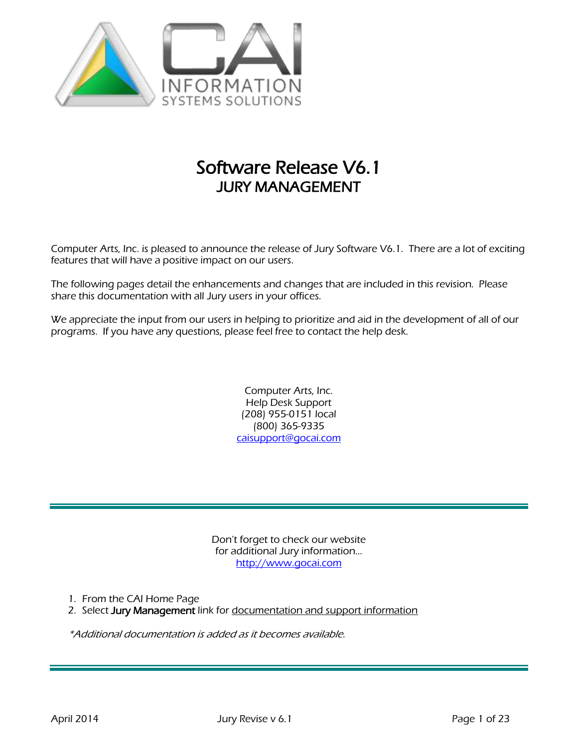CAI
INFORMATION
SYSTEMS SOLUTIONS

# Software Release V6.1
## JURY MANAGEMENT

Computer Arts, Inc. is pleased to announce the release of Jury Software V6.1. There are a lot of exciting features that will have a positive impact on our users.

The following pages detail the enhancements and changes that are included in this revision. Please share this documentation with all Jury users in your offices.

We appreciate the input from our users in helping to prioritize and aid in the development of all of our programs. If you have any questions, please feel free to contact the help desk.

Computer Arts, Inc.
Help Desk Support
(208) 955-0151 local
(800) 365-9335
caisupport@gocai.com

---

Don't forget to check our website
for additional Jury information…
http://www.gocai.com

1. From the CAI Home Page
2. Select **Jury Management** link for documentation and support information

*\*Additional documentation is added as it becomes available.*

---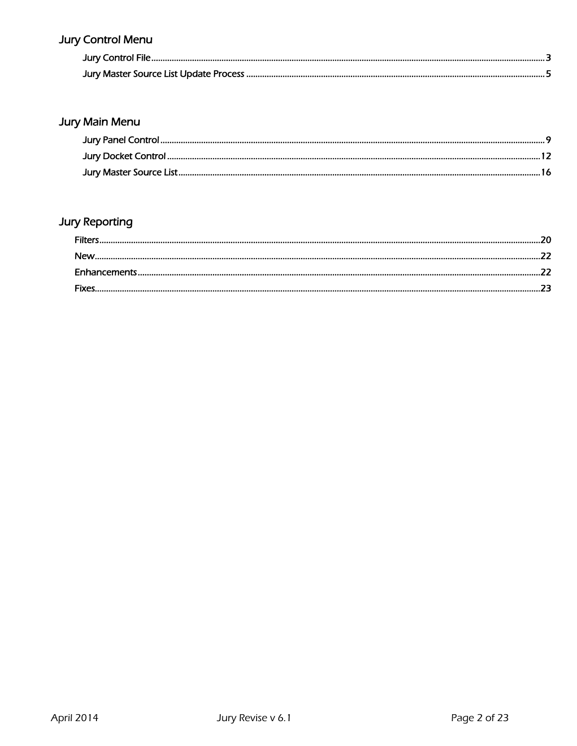## Jury Control Menu

- Jury Control File ........................................................ 3
- Jury Master Source List Update Process ........................................................ 5

## Jury Main Menu

- Jury Panel Control ........................................................ 9
- Jury Docket Control ........................................................ 12
- Jury Master Source List ........................................................ 16

## Jury Reporting

- Filters ........................................................ 20
- New ........................................................ 22
- Enhancements ........................................................ 22
- Fixes ........................................................ 23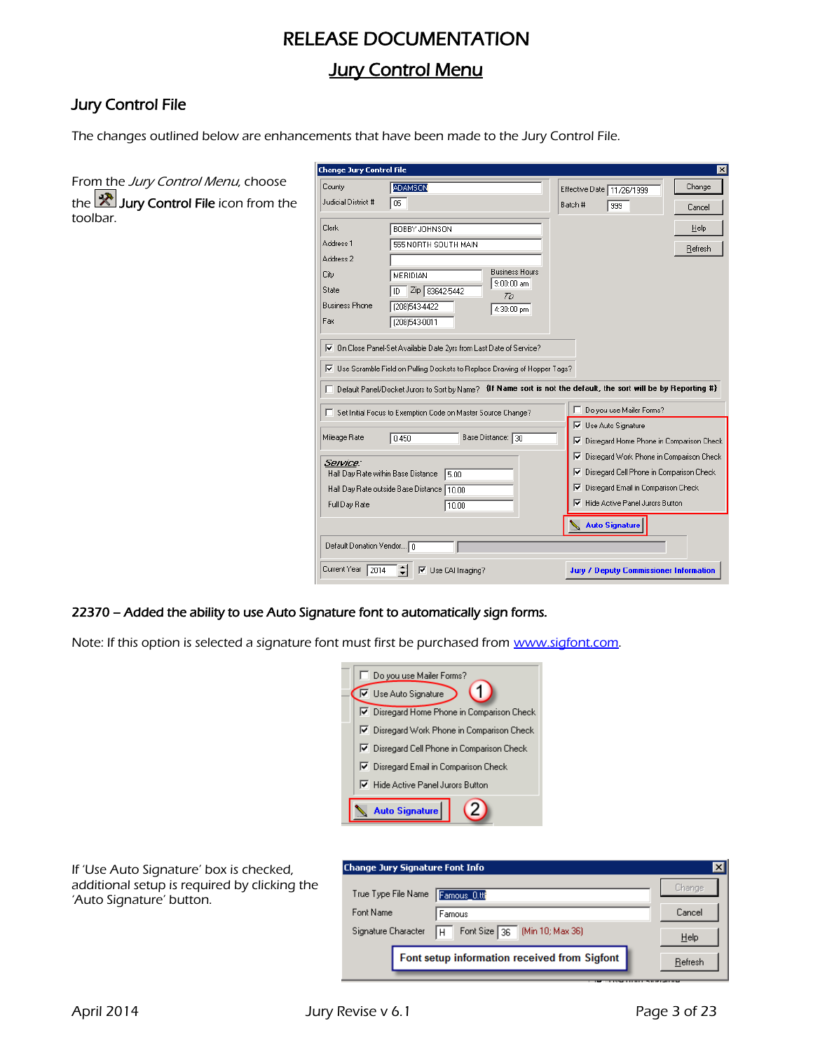# RELEASE DOCUMENTATION

## Jury Control Menu

### Jury Control File

The changes outlined below are enhancements that have been made to the Jury Control File.

From the *Jury Control Menu*, choose the **Jury Control File** icon from the toolbar.

**22370 – Added the ability to use Auto Signature font to automatically sign forms.**

Note: If this option is selected a signature font must first be purchased from www.sigfont.com.

If 'Use Auto Signature' box is checked, additional setup is required by clicking the 'Auto Signature' button.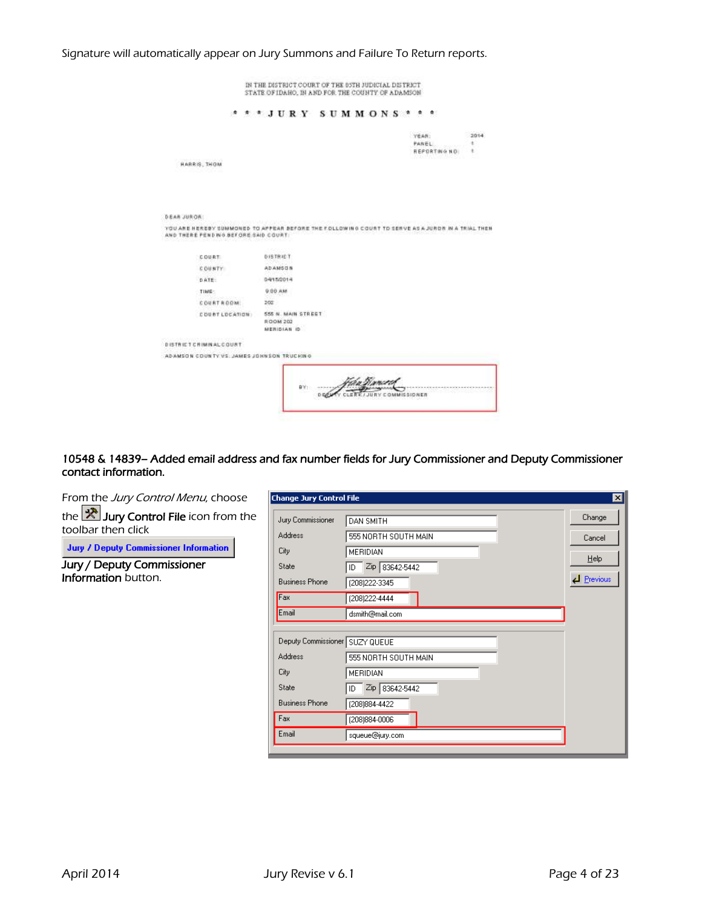Signature will automatically appear on Jury Summons and Failure To Return reports.

IN THE DISTRICT COURT OF THE 05TH JUDICIAL DISTRICT
STATE OF IDAHO, IN AND FOR THE COUNTY OF ADAMSON

\* \* \* J U R Y   S U M M O N S \* \* \*

YEAR: 2014
PANEL: 1
REPORTING NO: 1

HARRIS, THOM

DEAR JUROR:

YOU ARE HEREBY SUMMONED TO APPEAR BEFORE THE FOLLOWING COURT TO SERVE AS A JUROR IN A TRIAL THEN AND THERE PENDING BEFORE SAID COURT:

| | |
|---|---|
| COURT: | DISTRICT |
| COUNTY: | ADAMSON |
| DATE: | 04/15/2014 |
| TIME: | 9:00 AM |
| COURTROOM: | 202 |
| COURT LOCATION: | 555 N. MAIN STREET<br>ROOM 202<br>MERIDIAN ID |

DISTRICT CRIMINAL COURT

ADAMSON COUNTY VS. JAMES JOHNSON TRUCKING

BY: ______________________
DEPUTY CLERK / JURY COMMISSIONER

**10548 & 14839– Added email address and fax number fields for Jury Commissioner and Deputy Commissioner contact information.**

From the *Jury Control Menu*, choose the **Jury Control File** icon from the toolbar then click **Jury / Deputy Commissioner Information** button.

**Change Jury Control File**

| | |
|---|---|
| Jury Commissioner | DAN SMITH |
| Address | 555 NORTH SOUTH MAIN |
| City | MERIDIAN |
| State | ID Zip 83642-5442 |
| Business Phone | (208)222-3345 |
| Fax | (208)222-4444 |
| Email | dsmith@mail.com |
| Deputy Commissioner | SUZY QUEUE |
| Address | 555 NORTH SOUTH MAIN |
| City | MERIDIAN |
| State | ID Zip 83642-5442 |
| Business Phone | (208)884-4422 |
| Fax | (208)884-0006 |
| Email | squeue@jury.com |

Change | Cancel | Help | Previous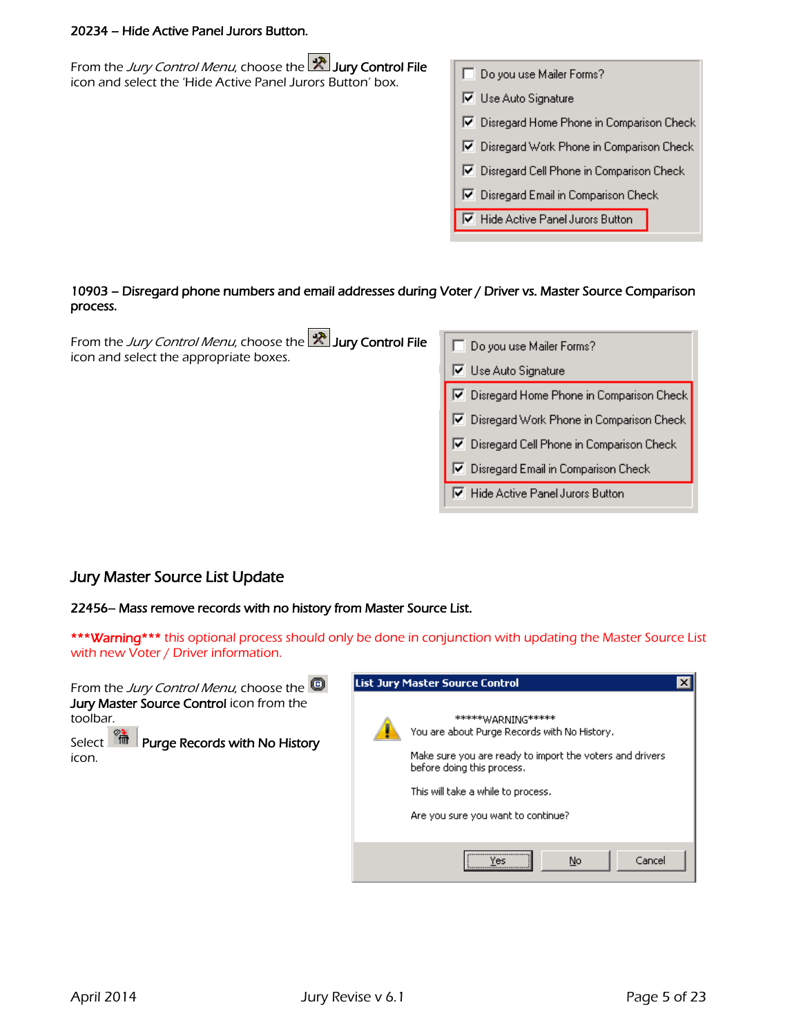**20234 – Hide Active Panel Jurors Button.**

From the *Jury Control Menu*, choose the **Jury Control File** icon and select the 'Hide Active Panel Jurors Button' box.

**10903 – Disregard phone numbers and email addresses during Voter / Driver vs. Master Source Comparison process.**

From the *Jury Control Menu*, choose the **Jury Control File** icon and select the appropriate boxes.

## Jury Master Source List Update

**22456– Mass remove records with no history from Master Source List.**

***Warning*** this optional process should only be done in conjunction with updating the Master Source List with new Voter / Driver information.

From the *Jury Control Menu*, choose the **Jury Master Source Control** icon from the toolbar.

Select **Purge Records with No History** icon.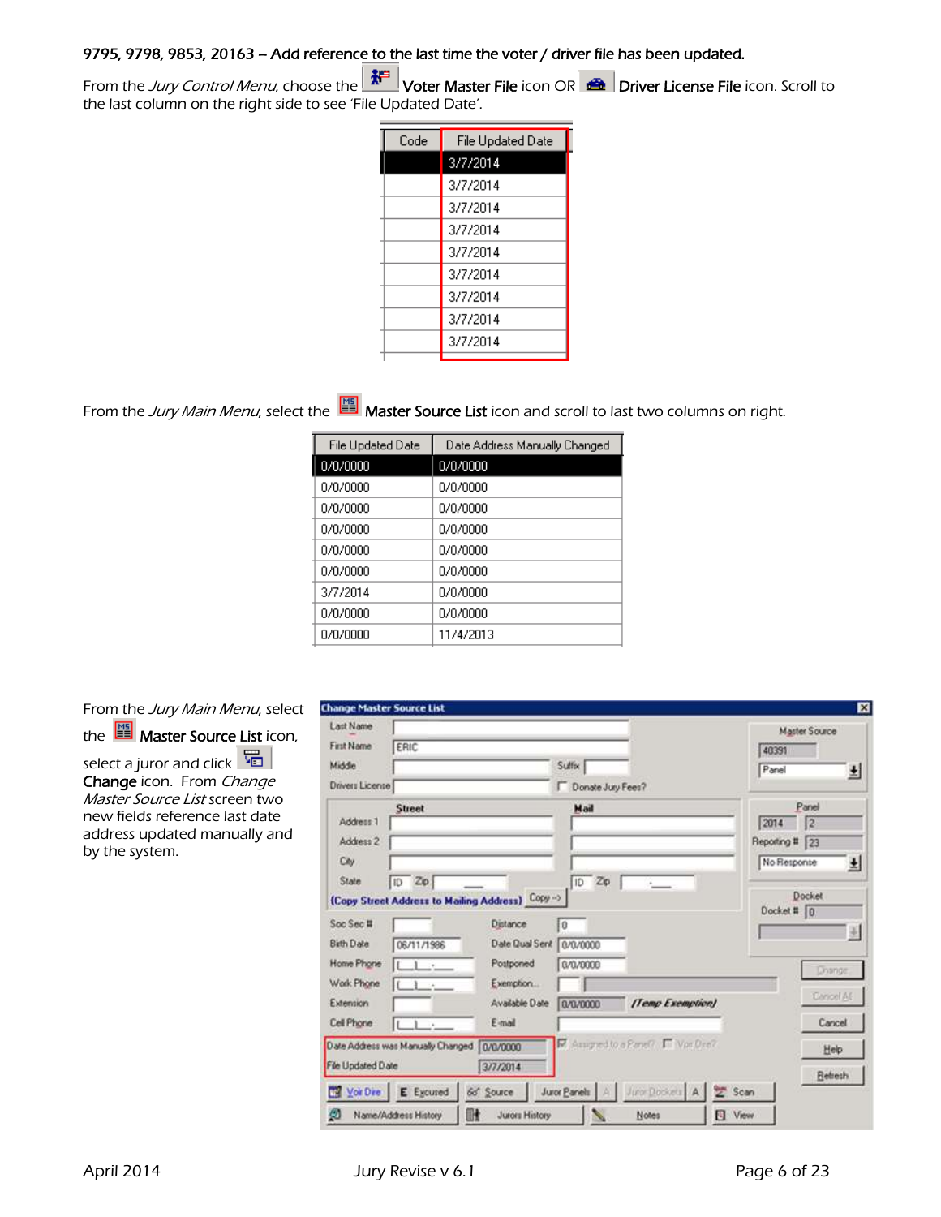**9795, 9798, 9853, 20163 – Add reference to the last time the voter / driver file has been updated.**

From the *Jury Control Menu*, choose the **Voter Master File** icon OR **Driver License File** icon. Scroll to the last column on the right side to see 'File Updated Date'.

| Code | File Updated Date |
|---|---|
| | 3/7/2014 |
| | 3/7/2014 |
| | 3/7/2014 |
| | 3/7/2014 |
| | 3/7/2014 |
| | 3/7/2014 |
| | 3/7/2014 |
| | 3/7/2014 |
| | 3/7/2014 |

From the *Jury Main Menu*, select the **Master Source List** icon and scroll to last two columns on right.

| File Updated Date | Date Address Manually Changed |
|---|---|
| 0/0/0000 | 0/0/0000 |
| 0/0/0000 | 0/0/0000 |
| 0/0/0000 | 0/0/0000 |
| 0/0/0000 | 0/0/0000 |
| 0/0/0000 | 0/0/0000 |
| 0/0/0000 | 0/0/0000 |
| 3/7/2014 | 0/0/0000 |
| 0/0/0000 | 0/0/0000 |
| 0/0/0000 | 11/4/2013 |

From the *Jury Main Menu*, select the **Master Source List** icon, select a juror and click **Change** icon. From *Change Master Source List* screen two new fields reference last date address updated manually and by the system.

Change Master Source List

- Date Address was Manually Changed: 0/0/0000
- File Updated Date: 3/7/2014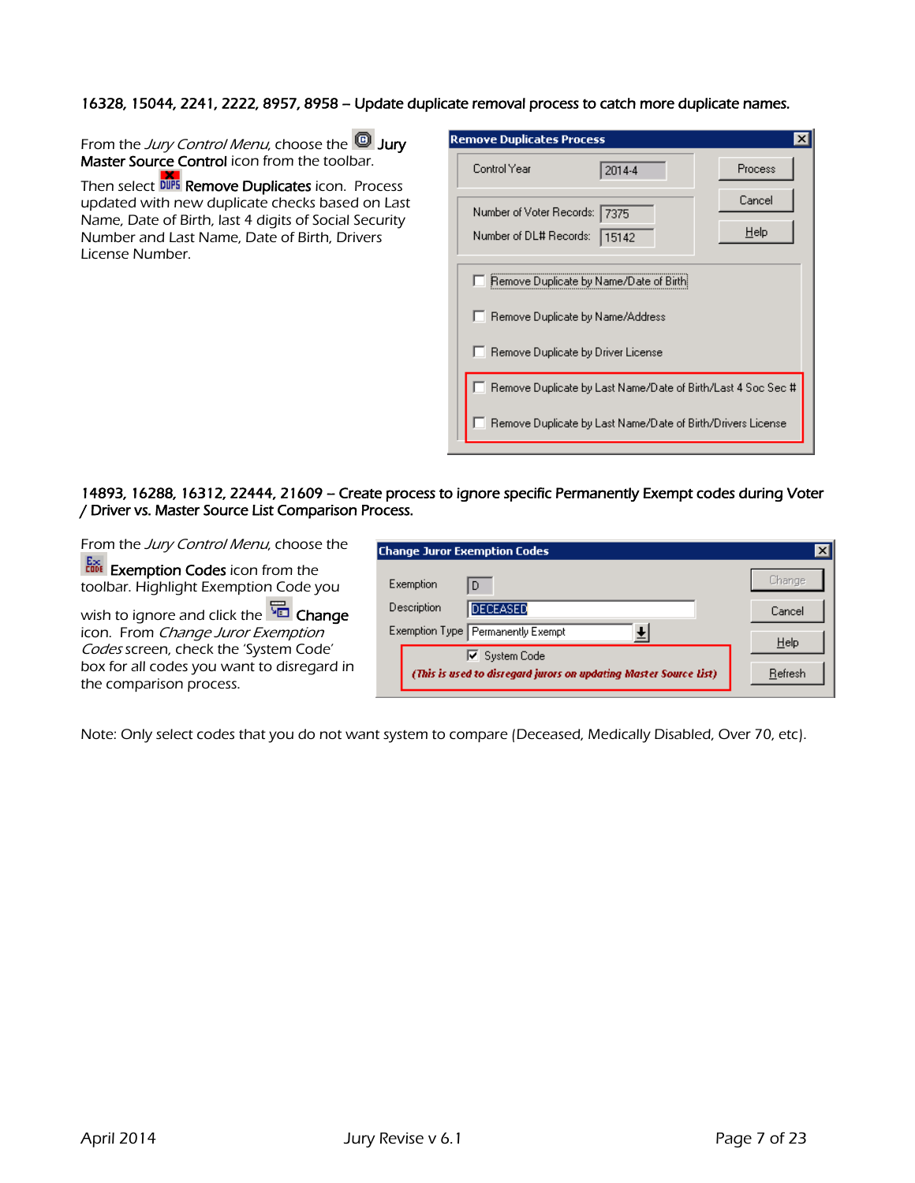**16328, 15044, 2241, 2222, 8957, 8958 – Update duplicate removal process to catch more duplicate names.**

From the *Jury Control Menu*, choose the **Jury Master Source Control** icon from the toolbar.

Then select **Remove Duplicates** icon. Process updated with new duplicate checks based on Last Name, Date of Birth, last 4 digits of Social Security Number and Last Name, Date of Birth, Drivers License Number.

**14893, 16288, 16312, 22444, 21609 – Create process to ignore specific Permanently Exempt codes during Voter / Driver vs. Master Source List Comparison Process.**

From the *Jury Control Menu*, choose the **Exemption Codes** icon from the toolbar. Highlight Exemption Code you wish to ignore and click the **Change** icon. From *Change Juror Exemption Codes* screen, check the 'System Code' box for all codes you want to disregard in the comparison process.

Note: Only select codes that you do not want system to compare (Deceased, Medically Disabled, Over 70, etc).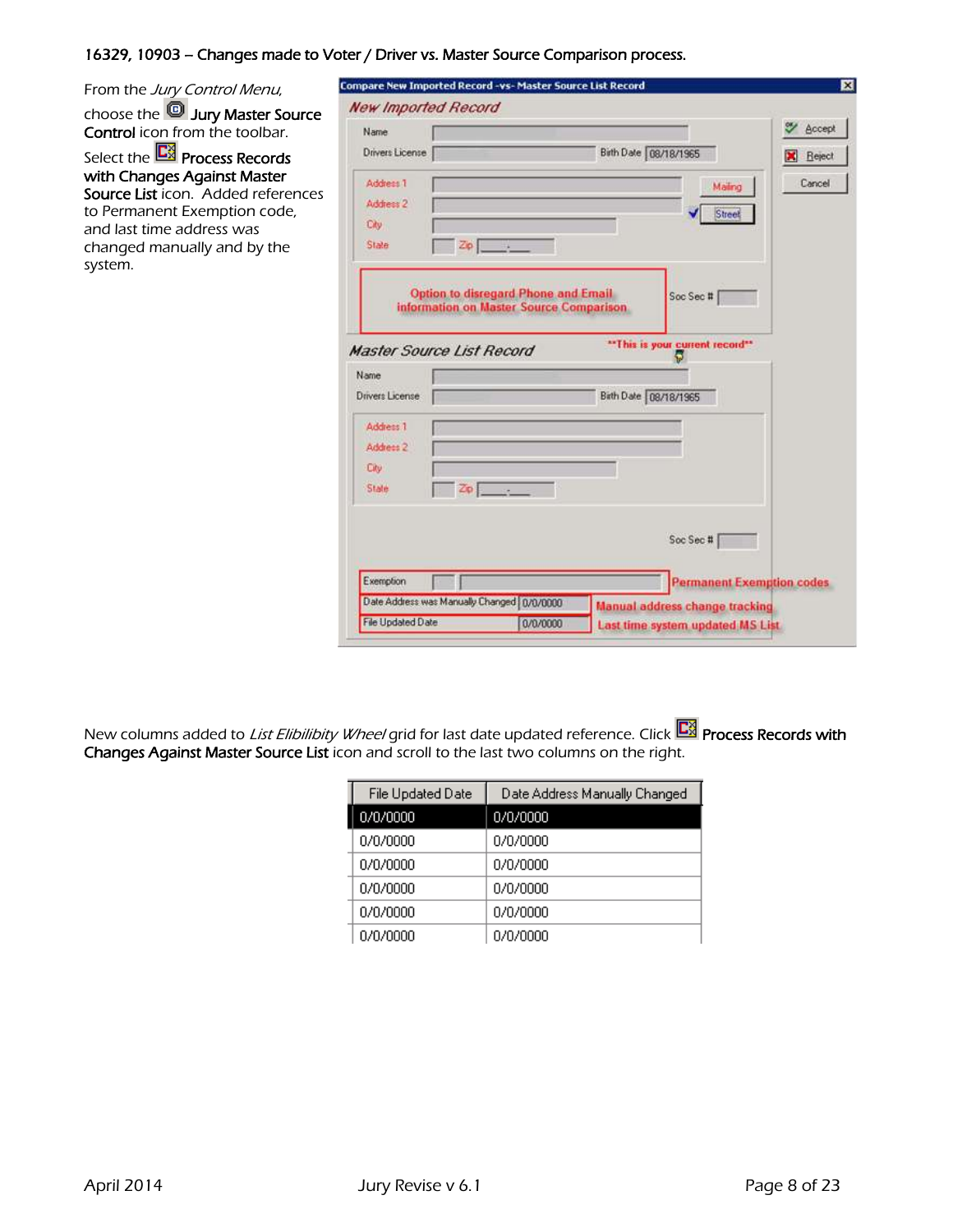16329, 10903 – Changes made to Voter / Driver vs. Master Source Comparison process.

From the *Jury Control Menu*, choose the **Jury Master Source Control** icon from the toolbar.

Select the **Process Records with Changes Against Master Source List** icon. Added references to Permanent Exemption code, and last time address was changed manually and by the system.

New columns added to *List Elibilibity Wheel* grid for last date updated reference. Click **Process Records with Changes Against Master Source List** icon and scroll to the last two columns on the right.

| File Updated Date | Date Address Manually Changed |
|---|---|
| 0/0/0000 | 0/0/0000 |
| 0/0/0000 | 0/0/0000 |
| 0/0/0000 | 0/0/0000 |
| 0/0/0000 | 0/0/0000 |
| 0/0/0000 | 0/0/0000 |
| 0/0/0000 | 0/0/0000 |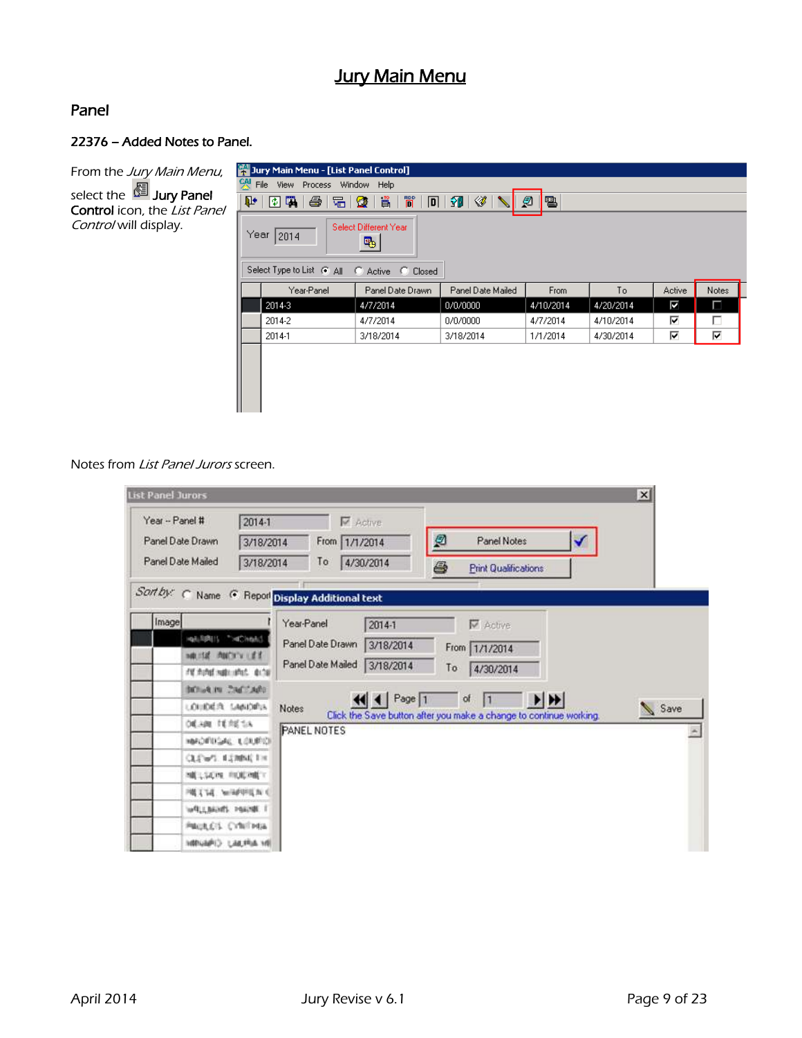# Jury Main Menu

## Panel

### 22376 – Added Notes to Panel.

From the *Jury Main Menu*, select the **Jury Panel Control** icon, the *List Panel Control* will display.

Notes from *List Panel Jurors* screen.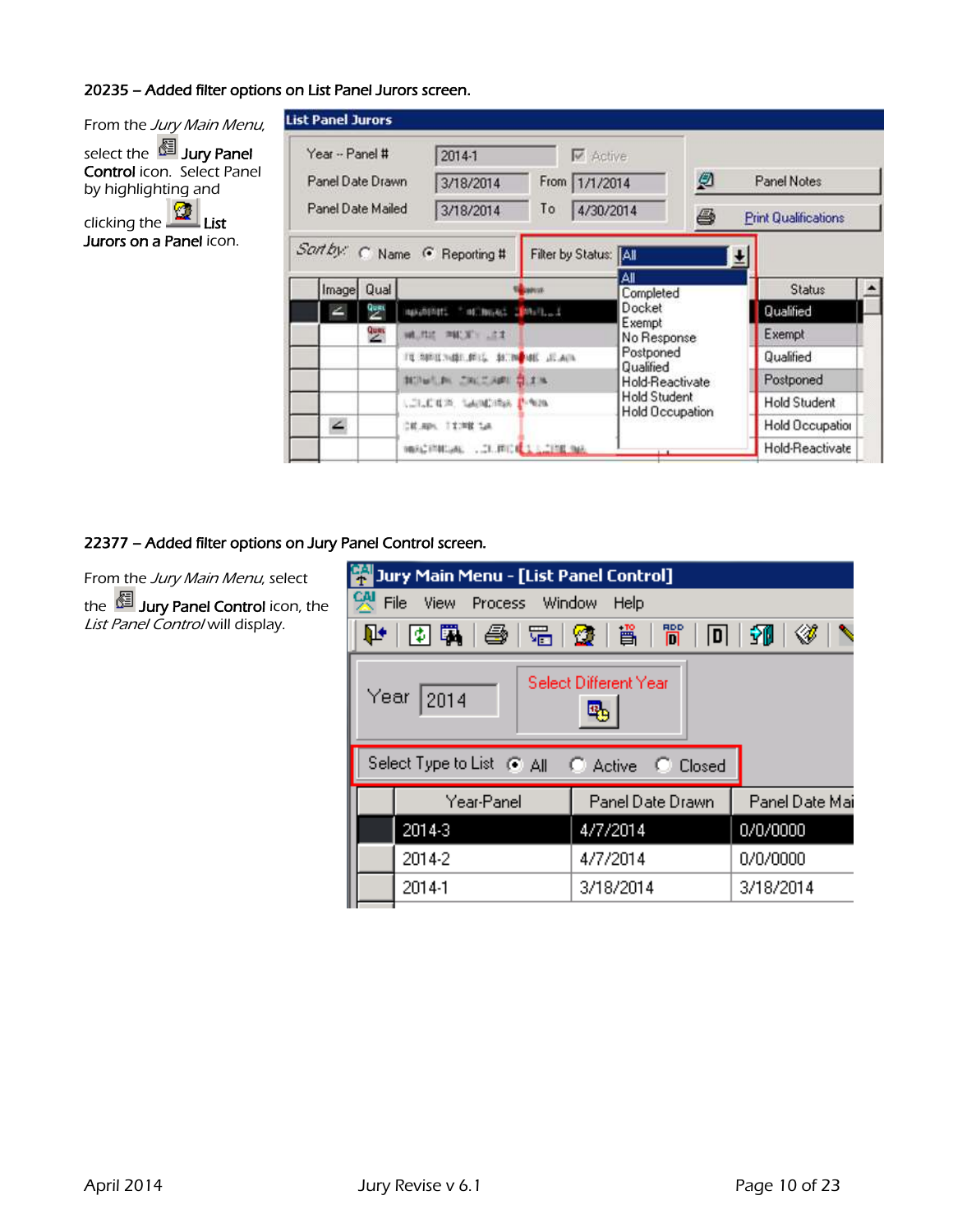**20235 – Added filter options on List Panel Jurors screen.**

From the *Jury Main Menu*, select the **Jury Panel Control** icon. Select Panel by highlighting and clicking the **List Jurors on a Panel** icon.

**22377 – Added filter options on Jury Panel Control screen.**

From the *Jury Main Menu*, select the **Jury Panel Control** icon, the *List Panel Control* will display.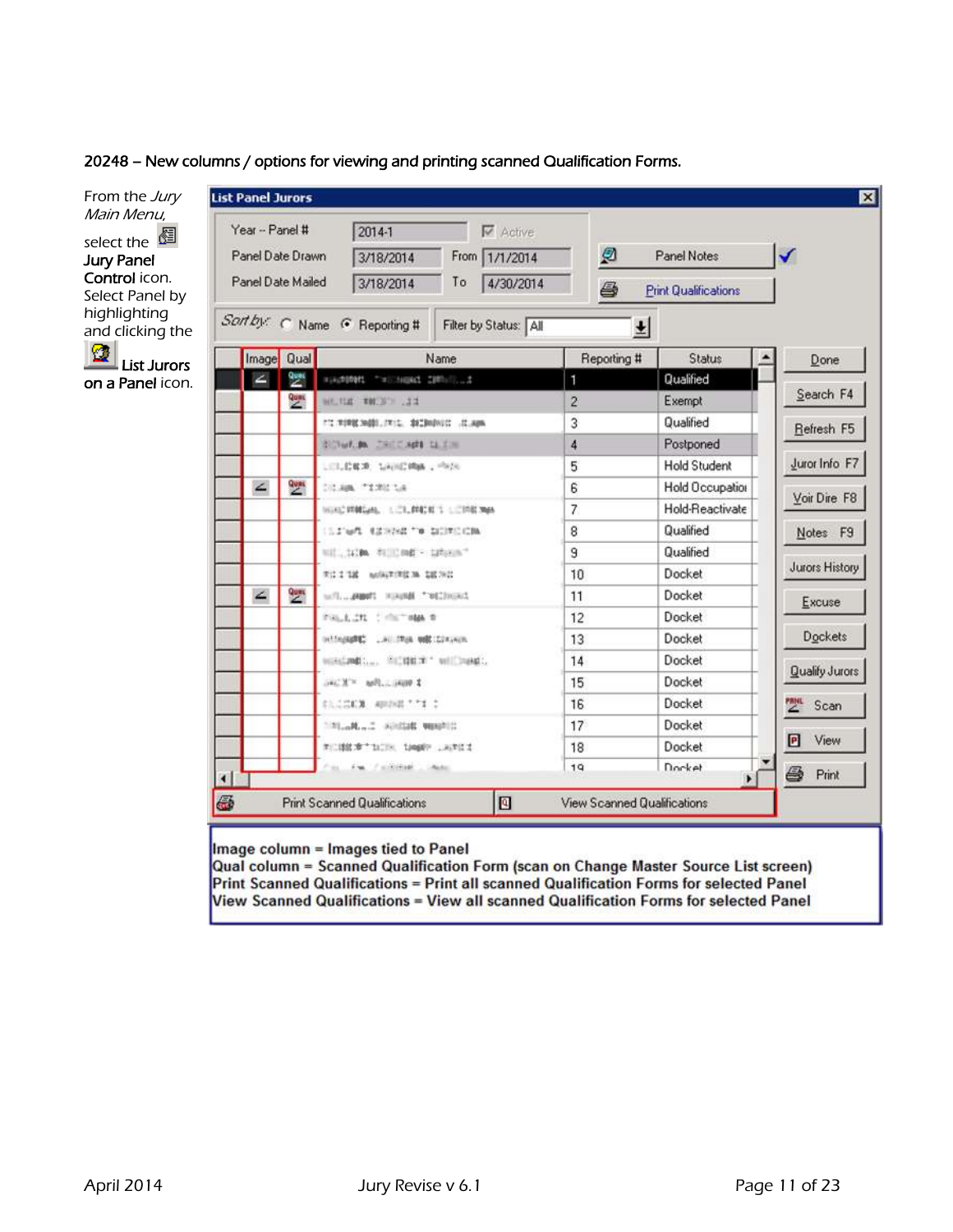**20248 – New columns / options for viewing and printing scanned Qualification Forms.**

From the *Jury Main Menu,* select the **Jury Panel Control** icon. Select Panel by highlighting and clicking the **List Jurors on a Panel** icon.

**List Panel Jurors**

Year – Panel # 2014-1 Active
Panel Date Drawn 3/18/2014 From 1/1/2014
Panel Date Mailed 3/18/2014 To 4/30/2014

Panel Notes
Print Qualifications

Sort by: Name / Reporting #  Filter by Status: All

| Image | Qual | Name | Reporting # | Status |
|---|---|---|---|---|
| ✓ | ✓ | | 1 | Qualified |
| | ✓ | | 2 | Exempt |
| | | | 3 | Qualified |
| | | | 4 | Postponed |
| | | | 5 | Hold Student |
| ✓ | ✓ | | 6 | Hold Occupation |
| | | | 7 | Hold-Reactivate |
| | | | 8 | Qualified |
| | | | 9 | Qualified |
| | | | 10 | Docket |
| ✓ | ✓ | | 11 | Docket |
| | | | 12 | Docket |
| | | | 13 | Docket |
| | | | 14 | Docket |
| | | | 15 | Docket |
| | | | 16 | Docket |
| | | | 17 | Docket |
| | | | 18 | Docket |
| | | | 19 | Docket |

Done, Search F4, Refresh F5, Juror Info F7, Voir Dire F8, Notes F9, Jurors History, Excuse, Dockets, Qualify Jurors, Scan, View, Print

Print Scanned Qualifications | View Scanned Qualifications

**Image column = Images tied to Panel**
**Qual column = Scanned Qualification Form (scan on Change Master Source List screen)**
**Print Scanned Qualifications = Print all scanned Qualification Forms for selected Panel**
**View Scanned Qualifications = View all scanned Qualification Forms for selected Panel**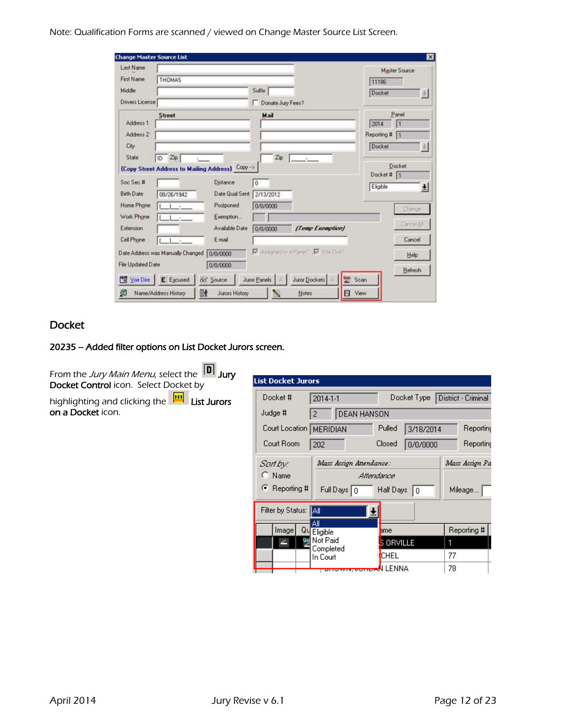Note: Qualification Forms are scanned / viewed on Change Master Source List Screen.

## Docket

**20235 – Added filter options on List Docket Jurors screen.**

From the *Jury Main Menu*, select the **Jury Docket Control** icon. Select Docket by highlighting and clicking the **List Jurors on a Docket** icon.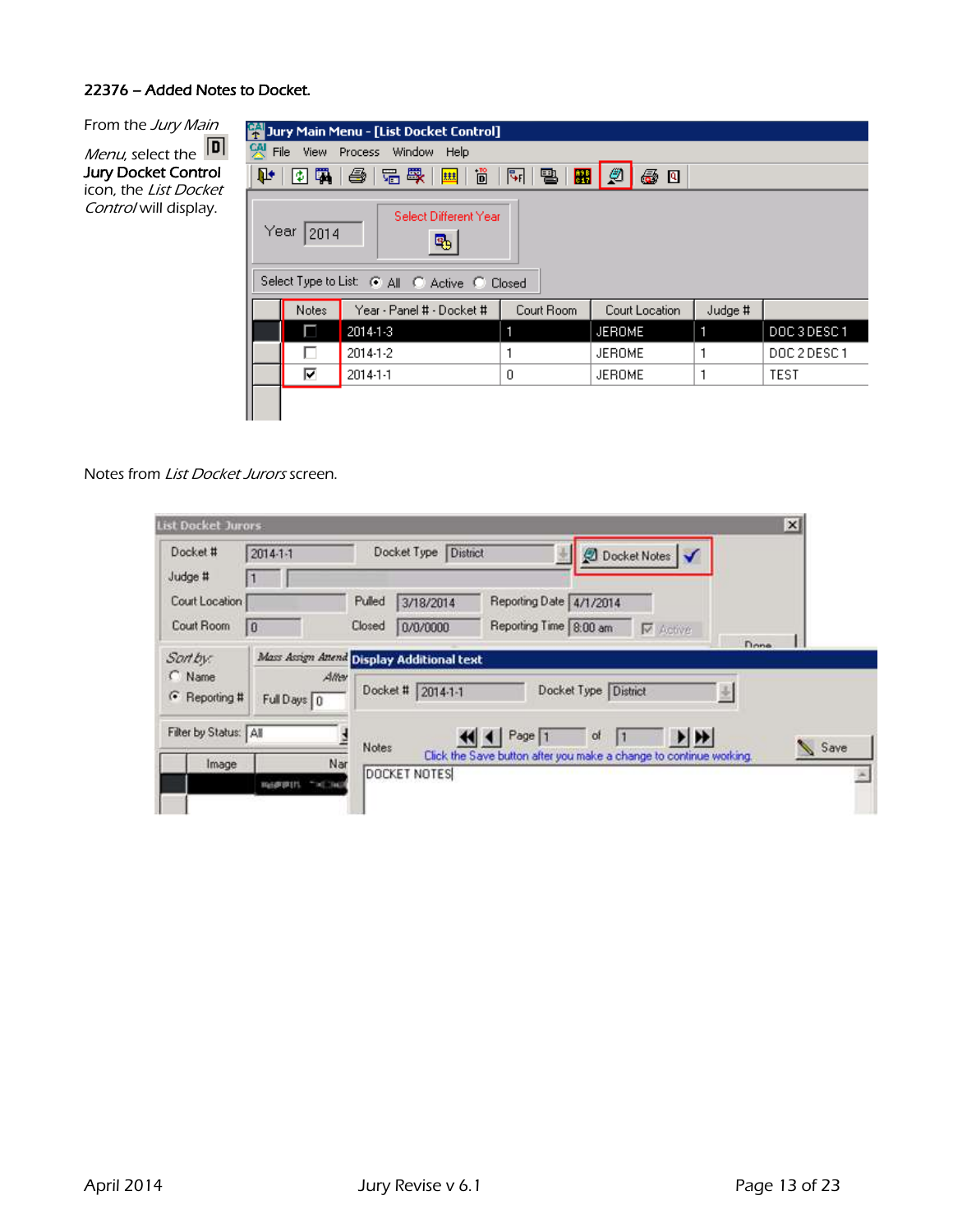**22376 – Added Notes to Docket.**

From the *Jury Main Menu,* select the **Jury Docket Control** icon, the *List Docket Control* will display.

Notes from *List Docket Jurors* screen.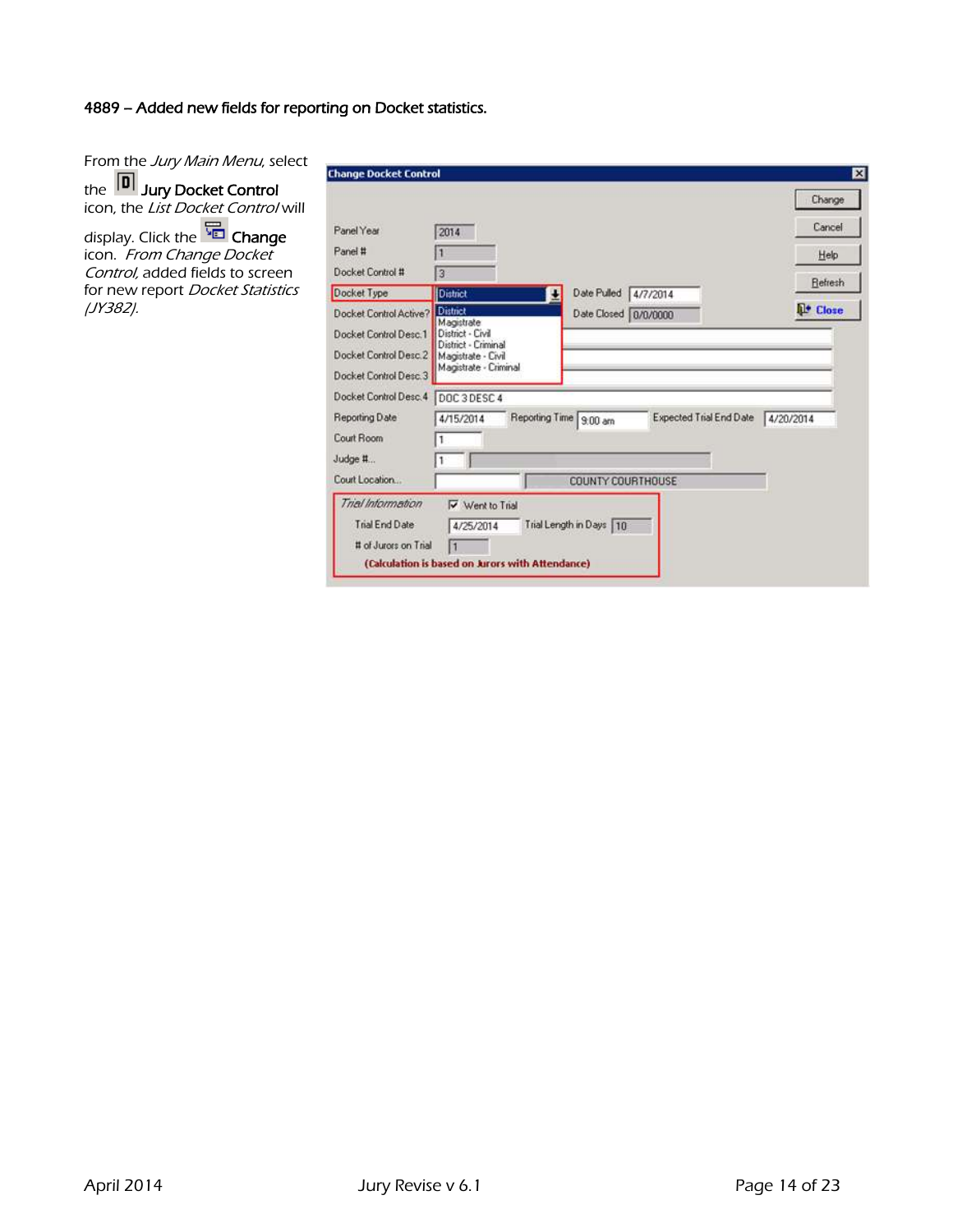**4889 – Added new fields for reporting on Docket statistics.**

From the *Jury Main Menu*, select the **Jury Docket Control** icon, the *List Docket Control* will display. Click the **Change** icon. *From Change Docket Control*, added fields to screen for new report *Docket Statistics (JY382)*.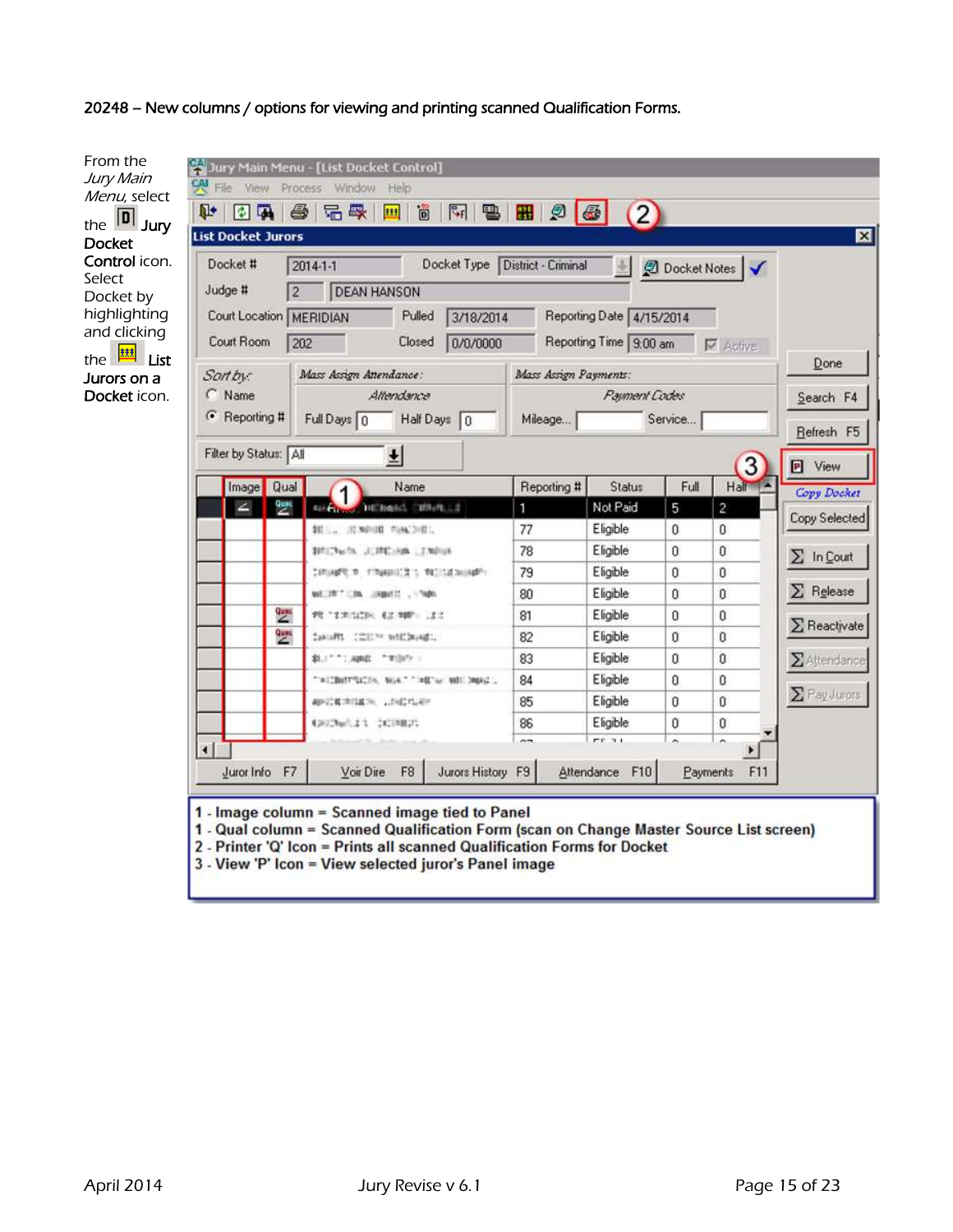20248 – New columns / options for viewing and printing scanned Qualification Forms.

From the *Jury Main Menu*, select the **Jury Docket Control** icon. Select Docket by highlighting and clicking the **List Jurors on a Docket** icon.

1 - Image column = Scanned image tied to Panel
1 - Qual column = Scanned Qualification Form (scan on Change Master Source List screen)
2 - Printer 'Q' Icon = Prints all scanned Qualification Forms for Docket
3 - View 'P' Icon = View selected juror's Panel image

April 2014 Jury Revise v 6.1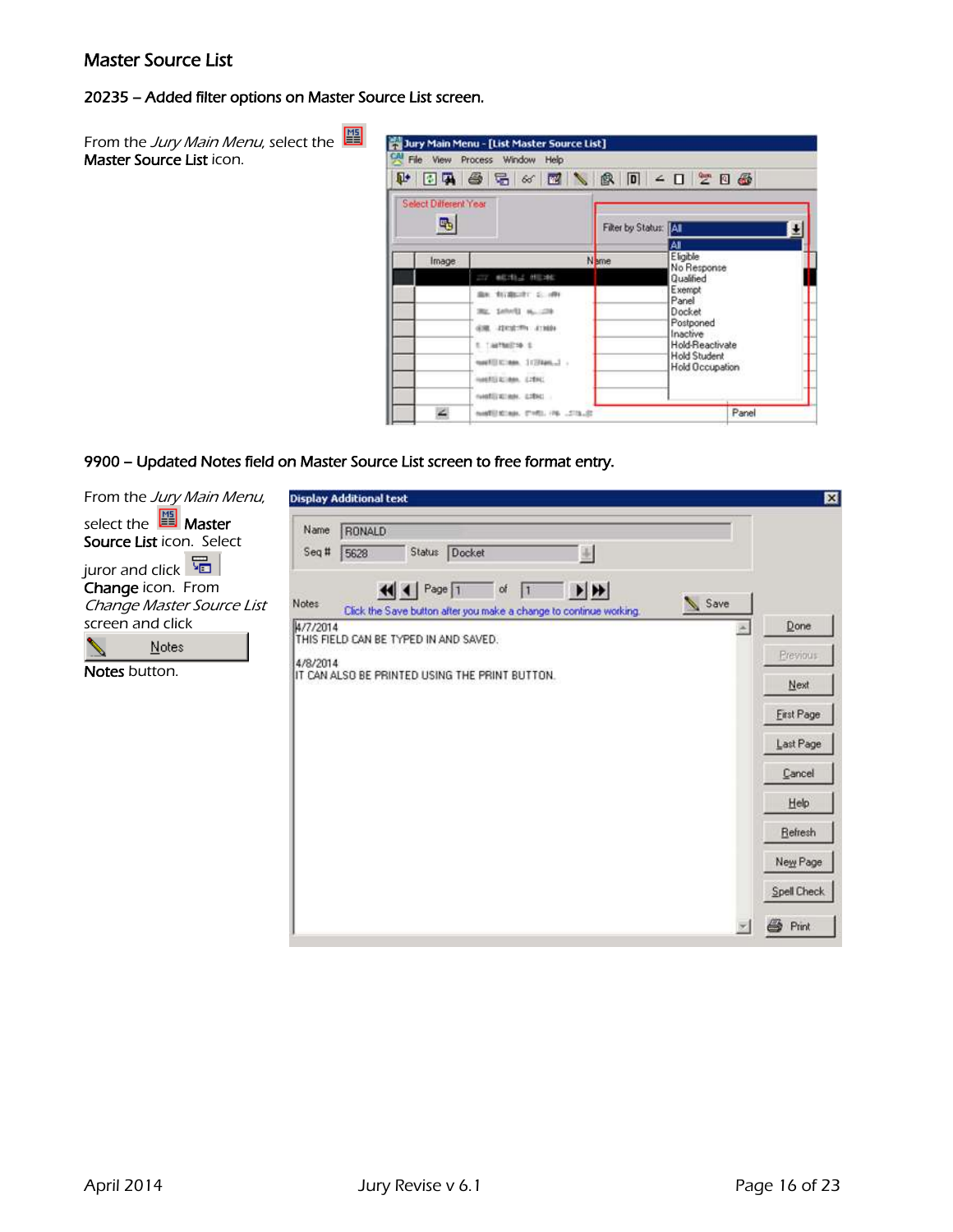# Master Source List

## 20235 – Added filter options on Master Source List screen.

From the *Jury Main Menu,* select the **Master Source List** icon.

## 9900 – Updated Notes field on Master Source List screen to free format entry.

From the *Jury Main Menu,* select the **Master Source List** icon. Select juror and click **Change** icon. From *Change Master Source List* screen and click **Notes** button.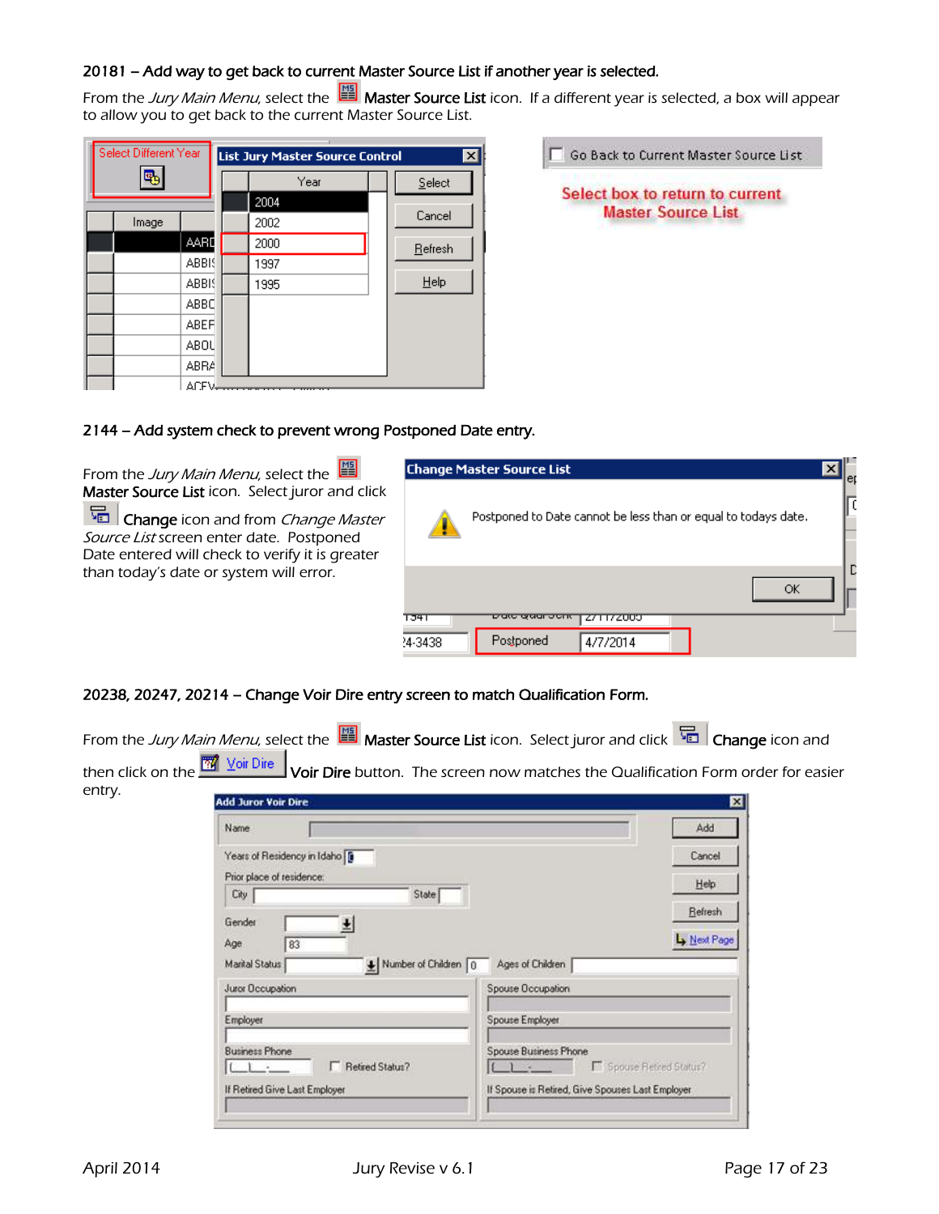### 20181 – Add way to get back to current Master Source List if another year is selected.

From the *Jury Main Menu*, select the **Master Source List** icon. If a different year is selected, a box will appear to allow you to get back to the current Master Source List.

### 2144 – Add system check to prevent wrong Postponed Date entry.

From the *Jury Main Menu*, select the **Master Source List** icon. Select juror and click **Change** icon and from *Change Master Source List* screen enter date. Postponed Date entered will check to verify it is greater than today's date or system will error.

### 20238, 20247, 20214 – Change Voir Dire entry screen to match Qualification Form.

From the *Jury Main Menu*, select the **Master Source List** icon. Select juror and click **Change** icon and then click on the **Voir Dire** button. The screen now matches the Qualification Form order for easier entry.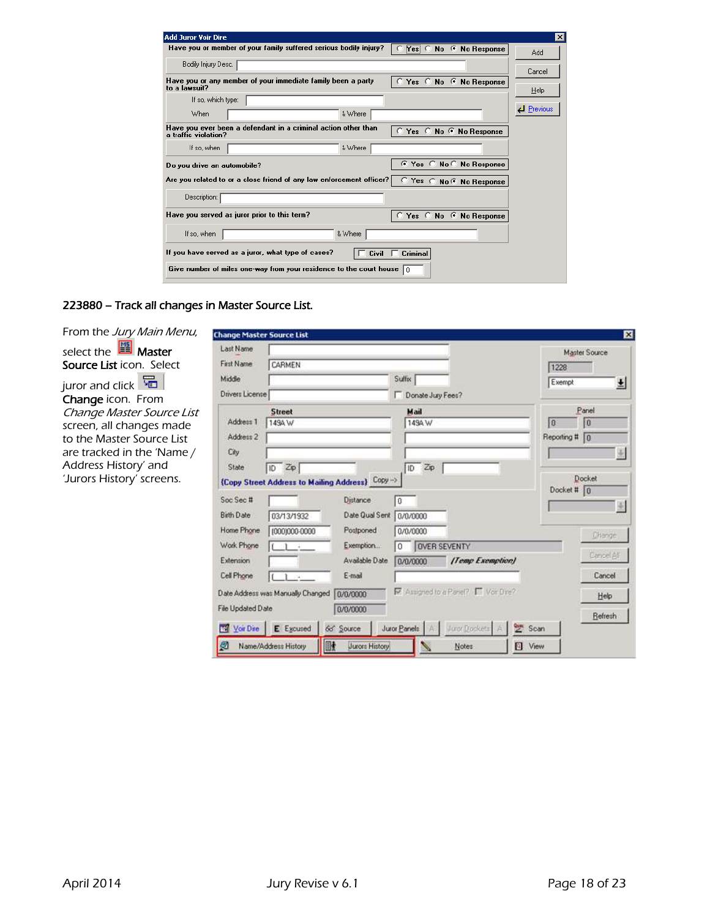223880 – Track all changes in Master Source List.

From the *Jury Main Menu*, select the **Master Source List** icon. Select juror and click **Change** icon. From *Change Master Source List* screen, all changes made to the Master Source List are tracked in the 'Name / Address History' and 'Jurors History' screens.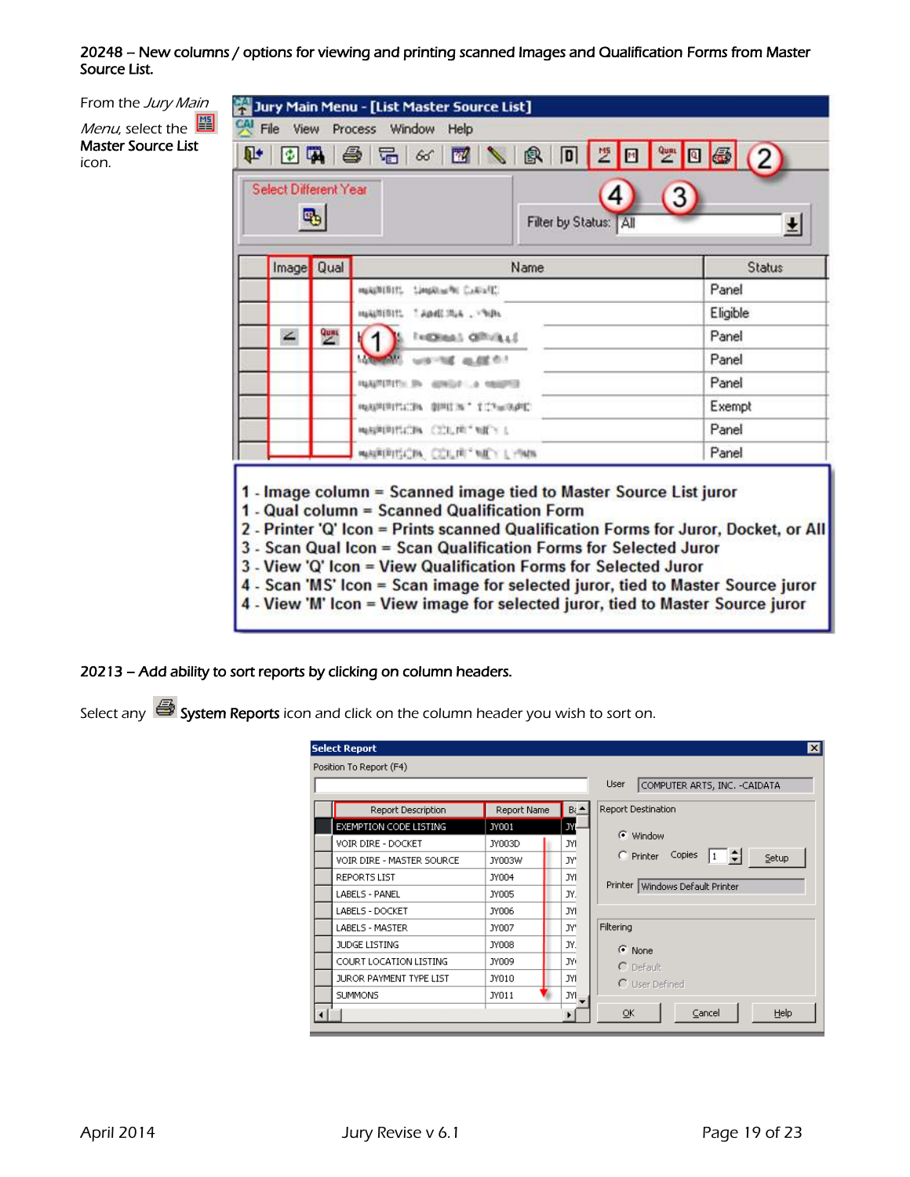**20248 – New columns / options for viewing and printing scanned Images and Qualification Forms from Master Source List.**

From the *Jury Main Menu,* select the **Master Source List** icon.

1 - Image column = Scanned image tied to Master Source List juror
1 - Qual column = Scanned Qualification Form
2 - Printer 'Q' Icon = Prints scanned Qualification Forms for Juror, Docket, or All
3 - Scan Qual Icon = Scan Qualification Forms for Selected Juror
3 - View 'Q' Icon = View Qualification Forms for Selected Juror
4 - Scan 'MS' Icon = Scan image for selected juror, tied to Master Source juror
4 - View 'M' Icon = View image for selected juror, tied to Master Source juror

**20213 – Add ability to sort reports by clicking on column headers.**

Select any **System Reports** icon and click on the column header you wish to sort on.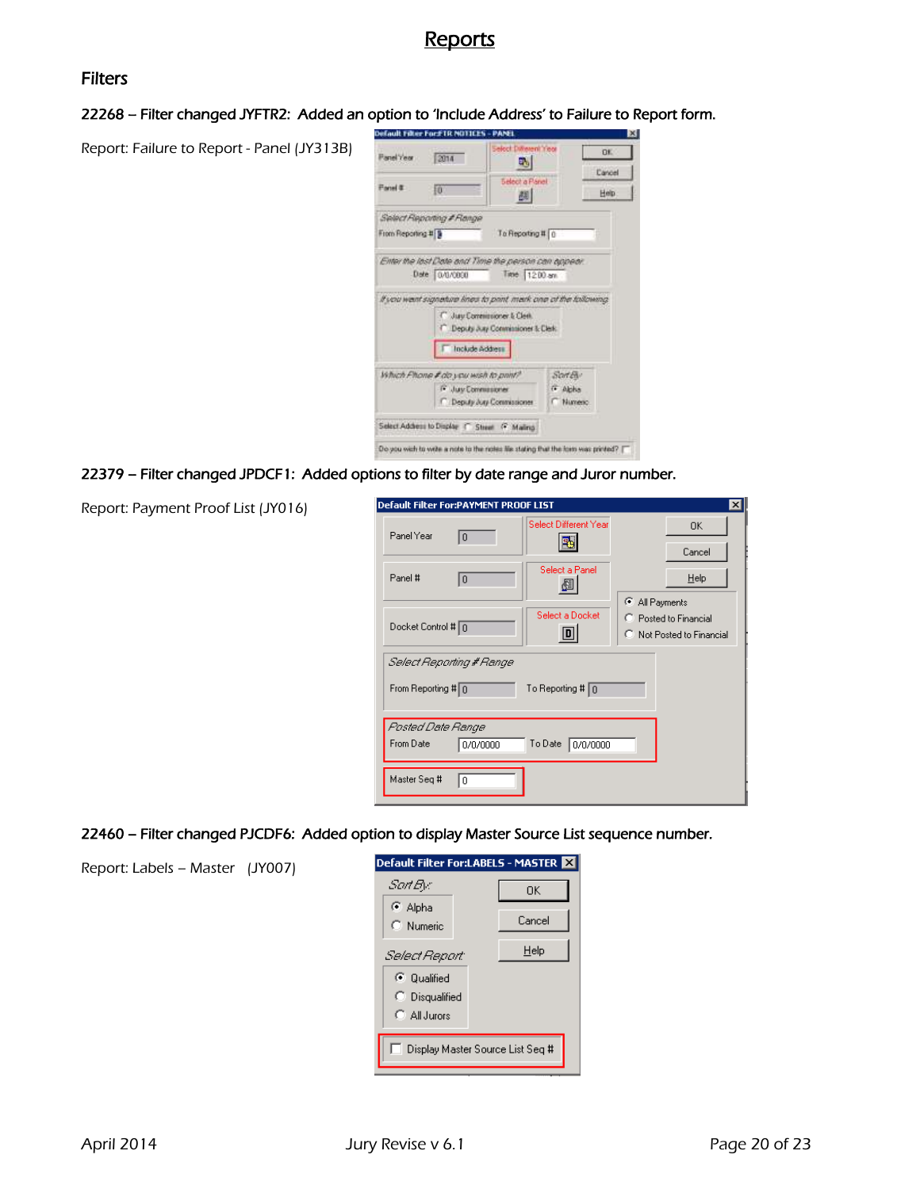# Reports

## Filters

### 22268 – Filter changed JYFTR2: Added an option to 'Include Address' to Failure to Report form.

Report: Failure to Report - Panel (JY313B)

### 22379 – Filter changed JPDCF1: Added options to filter by date range and Juror number.

Report: Payment Proof List (JY016)

### 22460 – Filter changed PJCDF6: Added option to display Master Source List sequence number.

Report: Labels – Master (JY007)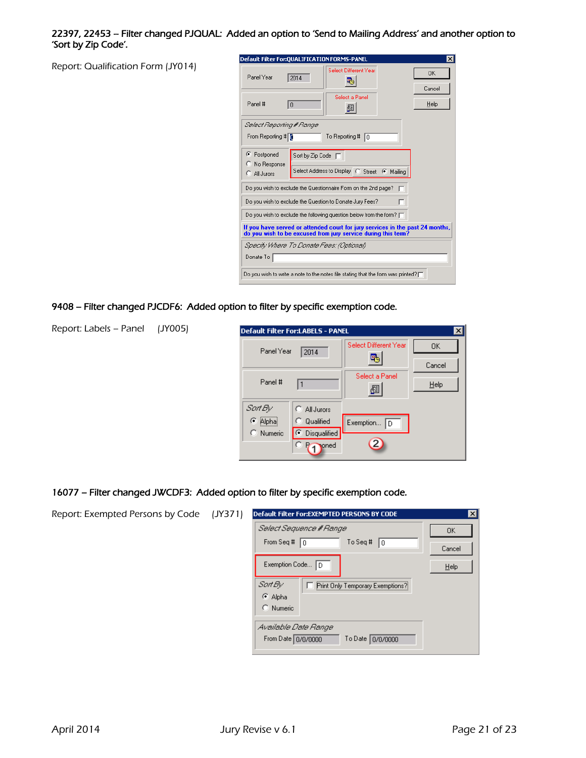**22397, 22453 – Filter changed PJQUAL: Added an option to 'Send to Mailing Address' and another option to 'Sort by Zip Code'.**

Report: Qualification Form (JY014)

**9408 – Filter changed PJCDF6: Added option to filter by specific exemption code.**

Report: Labels – Panel (JY005)

**16077 – Filter changed JWCDF3: Added option to filter by specific exemption code.**

Report: Exempted Persons by Code (JY371)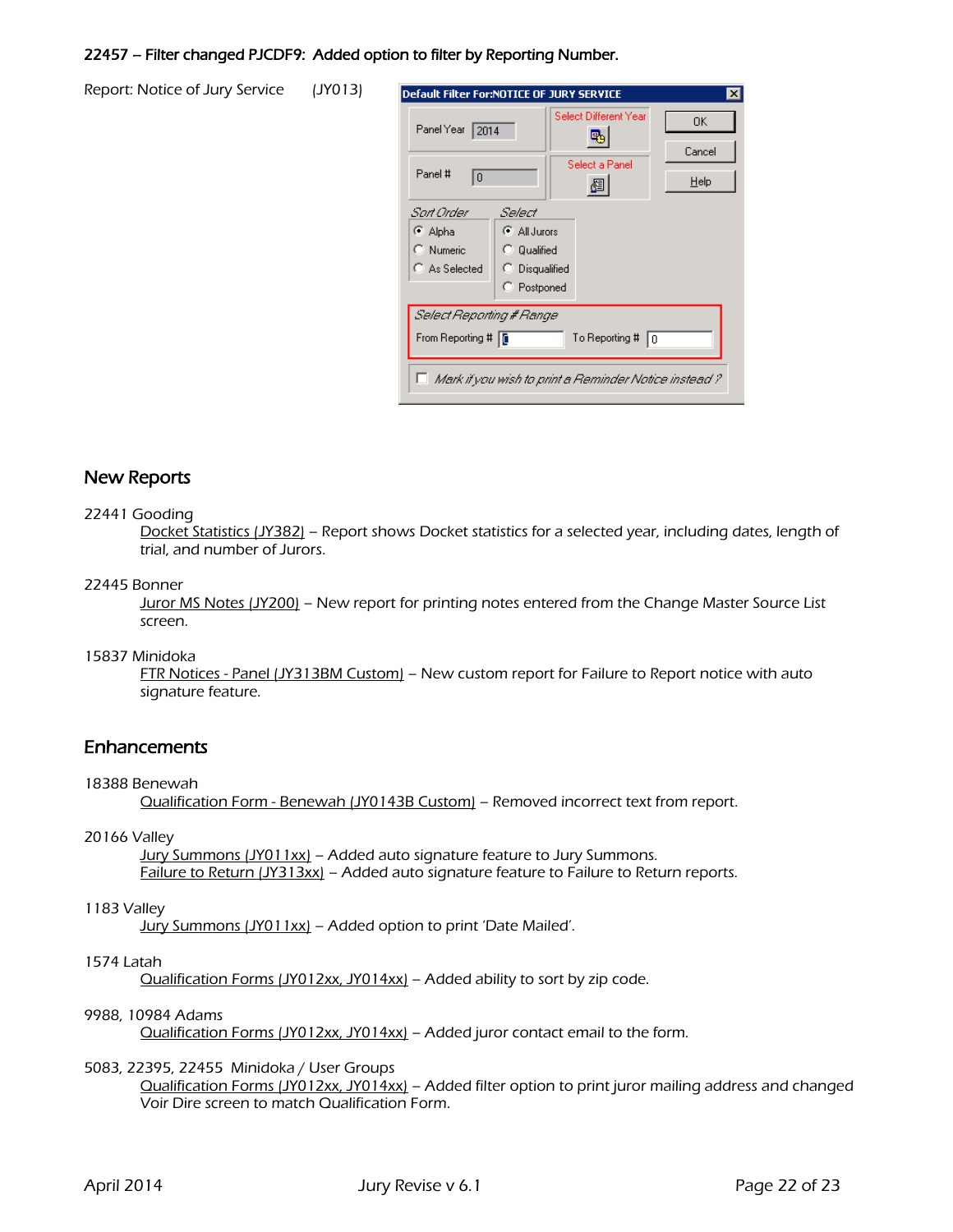**22457 – Filter changed PJCDF9: Added option to filter by Reporting Number.**

Report: Notice of Jury Service (JY013)

## New Reports

22441 Gooding

Docket Statistics (JY382) – Report shows Docket statistics for a selected year, including dates, length of trial, and number of Jurors.

22445 Bonner

Juror MS Notes (JY200) – New report for printing notes entered from the Change Master Source List screen.

15837 Minidoka

FTR Notices - Panel (JY313BM Custom) – New custom report for Failure to Report notice with auto signature feature.

## Enhancements

18388 Benewah

Qualification Form - Benewah (JY0143B Custom) – Removed incorrect text from report.

20166 Valley

Jury Summons (JY011xx) – Added auto signature feature to Jury Summons.
Failure to Return (JY313xx) – Added auto signature feature to Failure to Return reports.

1183 Valley

Jury Summons (JY011xx) – Added option to print 'Date Mailed'.

1574 Latah

Qualification Forms (JY012xx, JY014xx) – Added ability to sort by zip code.

9988, 10984 Adams

Qualification Forms (JY012xx, JY014xx) – Added juror contact email to the form.

5083, 22395, 22455 Minidoka / User Groups

Qualification Forms (JY012xx, JY014xx) – Added filter option to print juror mailing address and changed Voir Dire screen to match Qualification Form.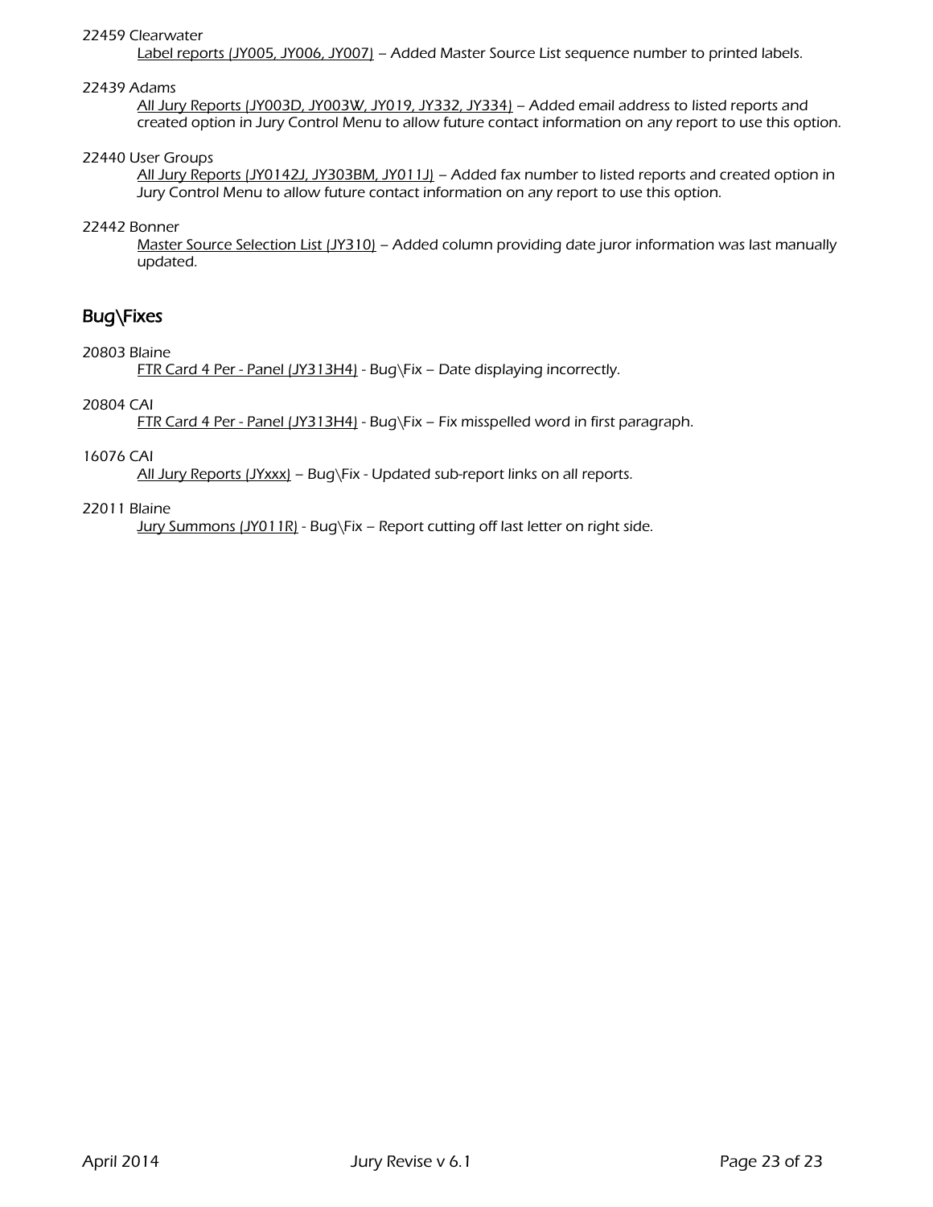22459 Clearwater

<u>Label reports (JY005, JY006, JY007)</u> – Added Master Source List sequence number to printed labels.

22439 Adams

<u>All Jury Reports (JY003D, JY003W, JY019, JY332, JY334)</u> – Added email address to listed reports and created option in Jury Control Menu to allow future contact information on any report to use this option.

22440 User Groups

<u>All Jury Reports (JY0142J, JY303BM, JY011J)</u> – Added fax number to listed reports and created option in Jury Control Menu to allow future contact information on any report to use this option.

22442 Bonner

<u>Master Source Selection List (JY310)</u> – Added column providing date juror information was last manually updated.

## Bug\Fixes

20803 Blaine

<u>FTR Card 4 Per - Panel (JY313H4)</u> - Bug\Fix – Date displaying incorrectly.

20804 CAI

<u>FTR Card 4 Per - Panel (JY313H4)</u> - Bug\Fix – Fix misspelled word in first paragraph.

16076 CAI

<u>All Jury Reports (JYxxx)</u> – Bug\Fix - Updated sub-report links on all reports.

22011 Blaine

<u>Jury Summons (JY011R)</u> - Bug\Fix – Report cutting off last letter on right side.